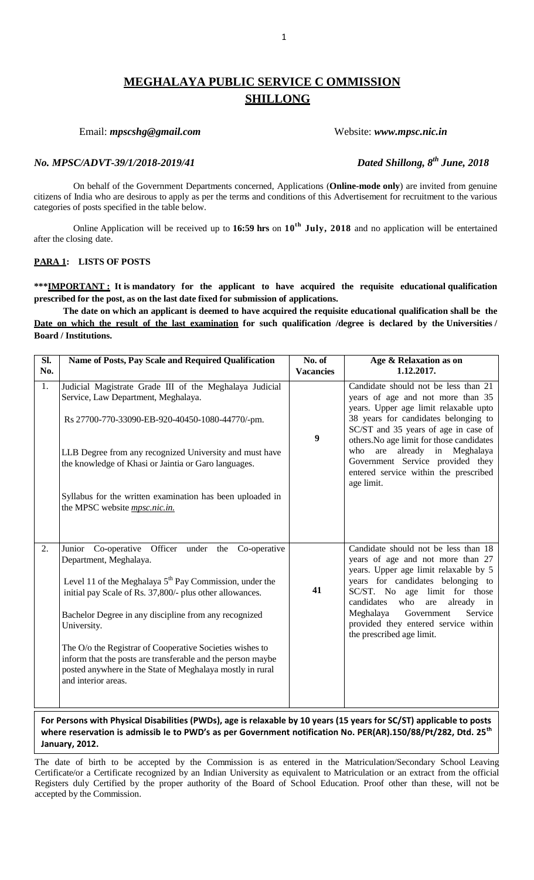# MEGHALAYA PUBLIC SERVICE C OMMISSION
# SHILLONG

Email: ***mpscshg@gmail.com*** Website: ***www.mpsc.nic.in***

***No. MPSC/ADVT-39/1/2018-2019/41*** ***Dated Shillong, 8th June, 2018***

On behalf of the Government Departments concerned, Applications (**Online-mode only**) are invited from genuine citizens of India who are desirous to apply as per the terms and conditions of this Advertisement for recruitment to the various categories of posts specified in the table below.

Online Application will be received up to **16:59 hrs** on **10th July, 2018** and no application will be entertained after the closing date.

**PARA 1: LISTS OF POSTS**

**\*\*\*IMPORTANT : It is mandatory for the applicant to have acquired the requisite educational qualification prescribed for the post, as on the last date fixed for submission of applications.**

**The date on which an applicant is deemed to have acquired the requisite educational qualification shall be the Date on which the result of the last examination for such qualification /degree is declared by the Universities / Board / Institutions.**

| Sl. No. | Name of Posts, Pay Scale and Required Qualification | No. of Vacancies | Age & Relaxation as on 1.12.2017. |
|---|---|---|---|
| 1. | Judicial Magistrate Grade III of the Meghalaya Judicial Service, Law Department, Meghalaya.<br><br>Rs 27700-770-33090-EB-920-40450-1080-44770/-pm.<br><br>LLB Degree from any recognized University and must have the knowledge of Khasi or Jaintia or Garo languages.<br><br>Syllabus for the written examination has been uploaded in the MPSC website *mpsc.nic.in.* | **9** | Candidate should not be less than 21 years of age and not more than 35 years. Upper age limit relaxable upto 38 years for candidates belonging to SC/ST and 35 years of age in case of others.No age limit for those candidates who are already in Meghalaya Government Service provided they entered service within the prescribed age limit. |
| 2. | Junior Co-operative Officer under the Co-operative Department, Meghalaya.<br><br>Level 11 of the Meghalaya 5th Pay Commission, under the initial pay Scale of Rs. 37,800/- plus other allowances.<br><br>Bachelor Degree in any discipline from any recognized University.<br><br>The O/o the Registrar of Cooperative Societies wishes to inform that the posts are transferable and the person maybe posted anywhere in the State of Meghalaya mostly in rural and interior areas. | **41** | Candidate should not be less than 18 years of age and not more than 27 years. Upper age limit relaxable by 5 years for candidates belonging to SC/ST. No age limit for those candidates who are already in Meghalaya Government Service provided they entered service within the prescribed age limit. |

**For Persons with Physical Disabilities (PWDs), age is relaxable by 10 years (15 years for SC/ST) applicable to posts where reservation is admissib le to PWD's as per Government notification No. PER(AR).150/88/Pt/282, Dtd. 25th January, 2012.**

The date of birth to be accepted by the Commission is as entered in the Matriculation/Secondary School Leaving Certificate/or a Certificate recognized by an Indian University as equivalent to Matriculation or an extract from the official Registers duly Certified by the proper authority of the Board of School Education. Proof other than these, will not be accepted by the Commission.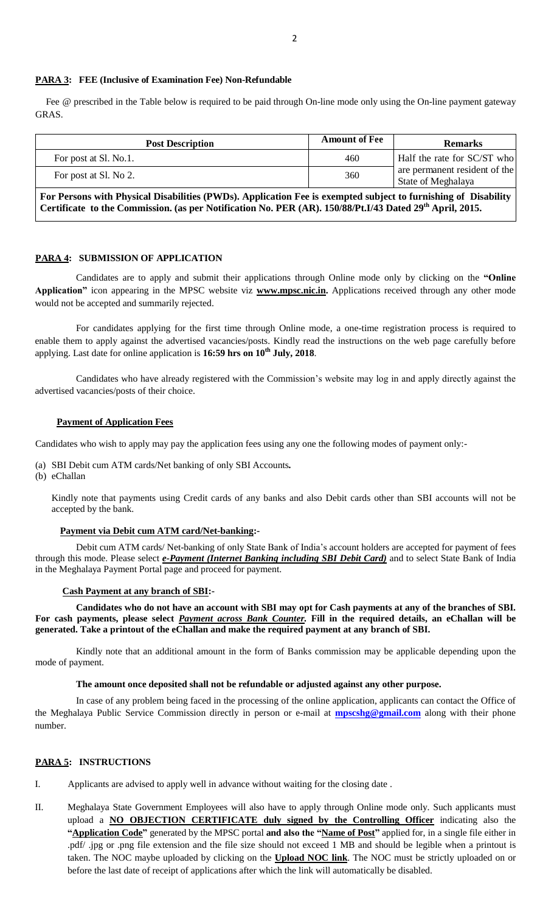**PARA 3: FEE (Inclusive of Examination Fee) Non-Refundable**

Fee @ prescribed in the Table below is required to be paid through On-line mode only using the On-line payment gateway GRAS.

| Post Description | Amount of Fee | Remarks |
|---|---|---|
| For post at Sl. No.1. | 460 | Half the rate for SC/ST who are permanent resident of the State of Meghalaya |
| For post at Sl. No 2. | 360 | |
| **For Persons with Physical Disabilities (PWDs). Application Fee is exempted subject to furnishing of Disability Certificate to the Commission. (as per Notification No. PER (AR). 150/88/Pt.I/43 Dated 29th April, 2015.** | | |

**PARA 4: SUBMISSION OF APPLICATION**

Candidates are to apply and submit their applications through Online mode only by clicking on the **"Online Application"** icon appearing in the MPSC website viz **www.mpsc.nic.in.** Applications received through any other mode would not be accepted and summarily rejected.

For candidates applying for the first time through Online mode, a one-time registration process is required to enable them to apply against the advertised vacancies/posts. Kindly read the instructions on the web page carefully before applying. Last date for online application is **16:59 hrs on 10th July, 2018**.

Candidates who have already registered with the Commission's website may log in and apply directly against the advertised vacancies/posts of their choice.

**Payment of Application Fees**

Candidates who wish to apply may pay the application fees using any one the following modes of payment only:-

(a) SBI Debit cum ATM cards/Net banking of only SBI Accounts**.**
(b) eChallan

Kindly note that payments using Credit cards of any banks and also Debit cards other than SBI accounts will not be accepted by the bank.

**Payment via Debit cum ATM card/Net-banking:-**

Debit cum ATM cards/ Net-banking of only State Bank of India's account holders are accepted for payment of fees through this mode. Please select ***e-Payment (Internet Banking including SBI Debit Card)*** and to select State Bank of India in the Meghalaya Payment Portal page and proceed for payment.

**Cash Payment at any branch of SBI:-**

**Candidates who do not have an account with SBI may opt for Cash payments at any of the branches of SBI. For cash payments, please select *Payment across Bank Counter.* Fill in the required details, an eChallan will be generated. Take a printout of the eChallan and make the required payment at any branch of SBI.**

Kindly note that an additional amount in the form of Banks commission may be applicable depending upon the mode of payment.

**The amount once deposited shall not be refundable or adjusted against any other purpose.**

In case of any problem being faced in the processing of the online application, applicants can contact the Office of the Meghalaya Public Service Commission directly in person or e-mail at **mpscshg@gmail.com** along with their phone number.

**PARA 5: INSTRUCTIONS**

I. Applicants are advised to apply well in advance without waiting for the closing date .

II. Meghalaya State Government Employees will also have to apply through Online mode only. Such applicants must upload a **NO OBJECTION CERTIFICATE duly signed by the Controlling Officer** indicating also the **"Application Code"** generated by the MPSC portal **and also the "Name of Post"** applied for, in a single file either in .pdf/ .jpg or .png file extension and the file size should not exceed 1 MB and should be legible when a printout is taken. The NOC maybe uploaded by clicking on the **Upload NOC link**. The NOC must be strictly uploaded on or before the last date of receipt of applications after which the link will automatically be disabled.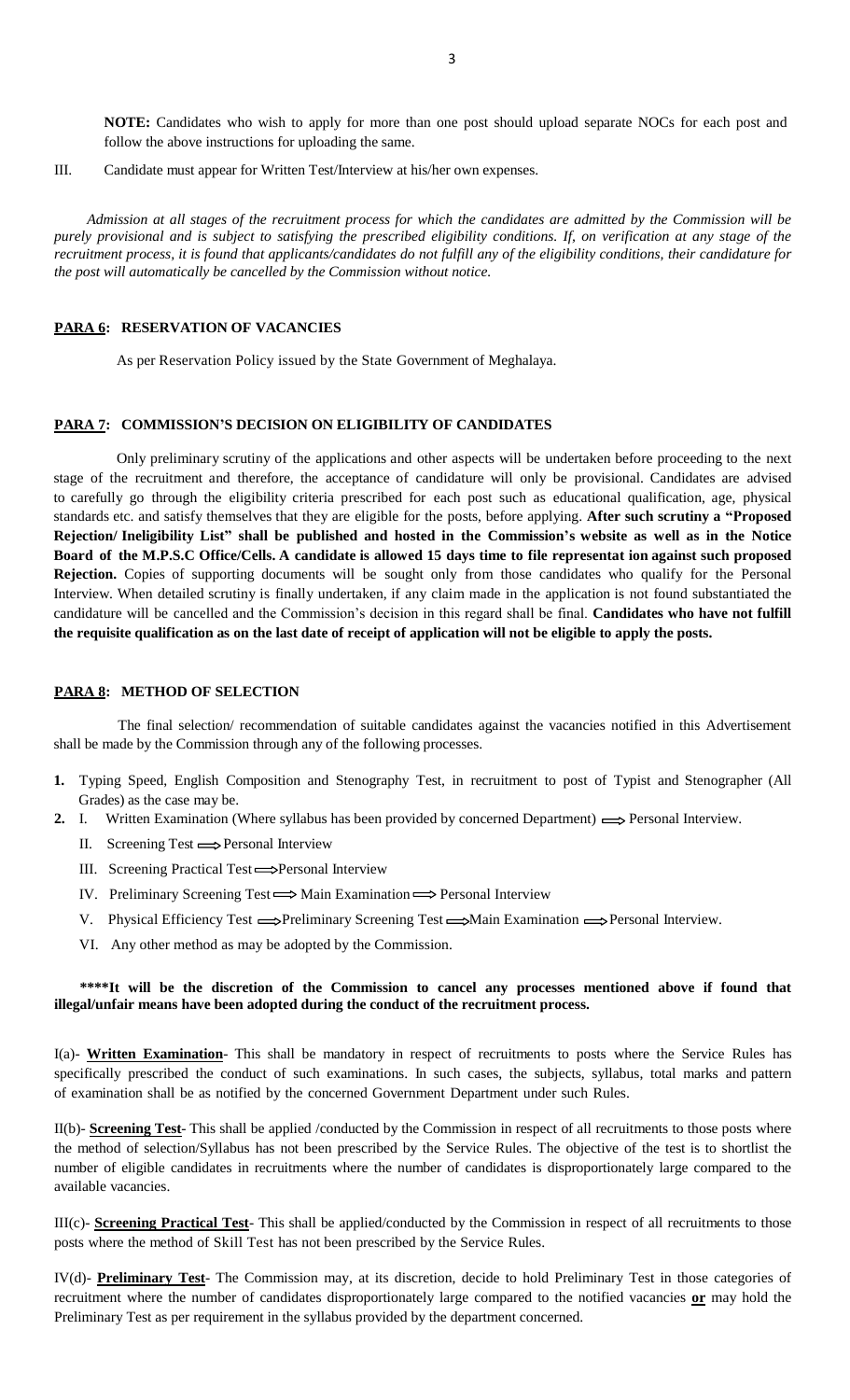**NOTE:** Candidates who wish to apply for more than one post should upload separate NOCs for each post and follow the above instructions for uploading the same.

III. Candidate must appear for Written Test/Interview at his/her own expenses.

*Admission at all stages of the recruitment process for which the candidates are admitted by the Commission will be purely provisional and is subject to satisfying the prescribed eligibility conditions. If, on verification at any stage of the recruitment process, it is found that applicants/candidates do not fulfill any of the eligibility conditions, their candidature for the post will automatically be cancelled by the Commission without notice.*

## PARA 6: RESERVATION OF VACANCIES

As per Reservation Policy issued by the State Government of Meghalaya.

## PARA 7: COMMISSION'S DECISION ON ELIGIBILITY OF CANDIDATES

Only preliminary scrutiny of the applications and other aspects will be undertaken before proceeding to the next stage of the recruitment and therefore, the acceptance of candidature will only be provisional. Candidates are advised to carefully go through the eligibility criteria prescribed for each post such as educational qualification, age, physical standards etc. and satisfy themselves that they are eligible for the posts, before applying. **After such scrutiny a "Proposed Rejection/ Ineligibility List" shall be published and hosted in the Commission's website as well as in the Notice Board of the M.P.S.C Office/Cells. A candidate is allowed 15 days time to file representat ion against such proposed Rejection.** Copies of supporting documents will be sought only from those candidates who qualify for the Personal Interview. When detailed scrutiny is finally undertaken, if any claim made in the application is not found substantiated the candidature will be cancelled and the Commission's decision in this regard shall be final. **Candidates who have not fulfill the requisite qualification as on the last date of receipt of application will not be eligible to apply the posts.**

## PARA 8: METHOD OF SELECTION

The final selection/ recommendation of suitable candidates against the vacancies notified in this Advertisement shall be made by the Commission through any of the following processes.

1. Typing Speed, English Composition and Stenography Test, in recruitment to post of Typist and Stenographer (All Grades) as the case may be.
2. I. Written Examination (Where syllabus has been provided by concerned Department) ⟹ Personal Interview.
   II. Screening Test ⟹ Personal Interview
   III. Screening Practical Test ⟹ Personal Interview
   IV. Preliminary Screening Test ⟹ Main Examination ⟹ Personal Interview
   V. Physical Efficiency Test ⟹ Preliminary Screening Test ⟹ Main Examination ⟹ Personal Interview.
   VI. Any other method as may be adopted by the Commission.

**\*\*\*\*It will be the discretion of the Commission to cancel any processes mentioned above if found that illegal/unfair means have been adopted during the conduct of the recruitment process.**

I(a)- **Written Examination**- This shall be mandatory in respect of recruitments to posts where the Service Rules has specifically prescribed the conduct of such examinations. In such cases, the subjects, syllabus, total marks and pattern of examination shall be as notified by the concerned Government Department under such Rules.

II(b)- **Screening Test**- This shall be applied /conducted by the Commission in respect of all recruitments to those posts where the method of selection/Syllabus has not been prescribed by the Service Rules. The objective of the test is to shortlist the number of eligible candidates in recruitments where the number of candidates is disproportionately large compared to the available vacancies.

III(c)- **Screening Practical Test**- This shall be applied/conducted by the Commission in respect of all recruitments to those posts where the method of Skill Test has not been prescribed by the Service Rules.

IV(d)- **Preliminary Test**- The Commission may, at its discretion, decide to hold Preliminary Test in those categories of recruitment where the number of candidates disproportionately large compared to the notified vacancies **or** may hold the Preliminary Test as per requirement in the syllabus provided by the department concerned.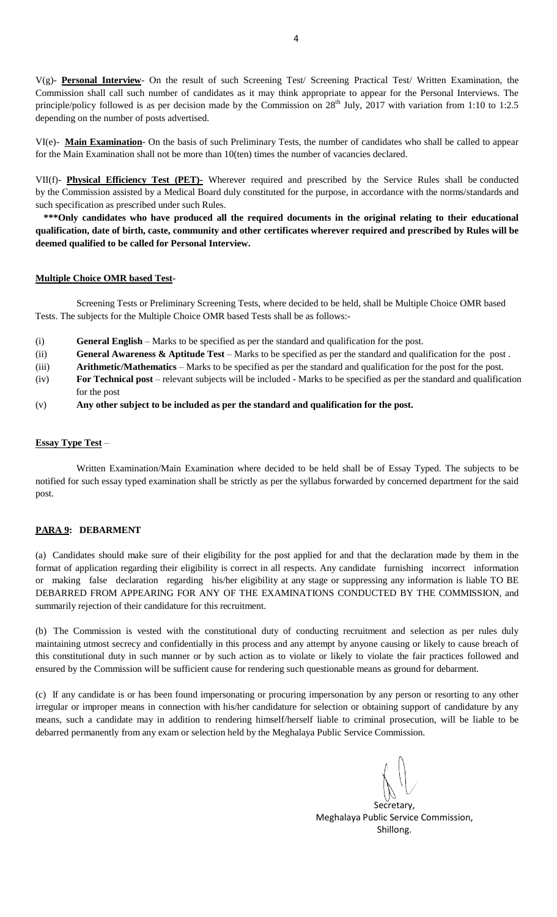V(g)- **Personal Interview**- On the result of such Screening Test/ Screening Practical Test/ Written Examination, the Commission shall call such number of candidates as it may think appropriate to appear for the Personal Interviews. The principle/policy followed is as per decision made by the Commission on 28th July, 2017 with variation from 1:10 to 1:2.5 depending on the number of posts advertised.

VI(e)- **Main Examination**- On the basis of such Preliminary Tests, the number of candidates who shall be called to appear for the Main Examination shall not be more than 10(ten) times the number of vacancies declared.

VII(f)- **Physical Efficiency Test (PET)**- Wherever required and prescribed by the Service Rules shall be conducted by the Commission assisted by a Medical Board duly constituted for the purpose, in accordance with the norms/standards and such specification as prescribed under such Rules.

**\*\*\*Only candidates who have produced all the required documents in the original relating to their educational qualification, date of birth, caste, community and other certificates wherever required and prescribed by Rules will be deemed qualified to be called for Personal Interview.**

**Multiple Choice OMR based Test**-

Screening Tests or Preliminary Screening Tests, where decided to be held, shall be Multiple Choice OMR based Tests. The subjects for the Multiple Choice OMR based Tests shall be as follows:-

(i) **General English** – Marks to be specified as per the standard and qualification for the post.

(ii) **General Awareness & Aptitude Test** – Marks to be specified as per the standard and qualification for the post .

(iii) **Arithmetic/Mathematics** – Marks to be specified as per the standard and qualification for the post for the post.

(iv) **For Technical post** – relevant subjects will be included - Marks to be specified as per the standard and qualification for the post

(v) **Any other subject to be included as per the standard and qualification for the post.**

**Essay Type Test** –

Written Examination/Main Examination where decided to be held shall be of Essay Typed. The subjects to be notified for such essay typed examination shall be strictly as per the syllabus forwarded by concerned department for the said post.

## PARA 9: DEBARMENT

(a) Candidates should make sure of their eligibility for the post applied for and that the declaration made by them in the format of application regarding their eligibility is correct in all respects. Any candidate furnishing incorrect information or making false declaration regarding his/her eligibility at any stage or suppressing any information is liable TO BE DEBARRED FROM APPEARING FOR ANY OF THE EXAMINATIONS CONDUCTED BY THE COMMISSION, and summarily rejection of their candidature for this recruitment.

(b) The Commission is vested with the constitutional duty of conducting recruitment and selection as per rules duly maintaining utmost secrecy and confidentially in this process and any attempt by anyone causing or likely to cause breach of this constitutional duty in such manner or by such action as to violate or likely to violate the fair practices followed and ensured by the Commission will be sufficient cause for rendering such questionable means as ground for debarment.

(c) If any candidate is or has been found impersonating or procuring impersonation by any person or resorting to any other irregular or improper means in connection with his/her candidature for selection or obtaining support of candidature by any means, such a candidate may in addition to rendering himself/herself liable to criminal prosecution, will be liable to be debarred permanently from any exam or selection held by the Meghalaya Public Service Commission.

Secretary,
Meghalaya Public Service Commission,
Shillong.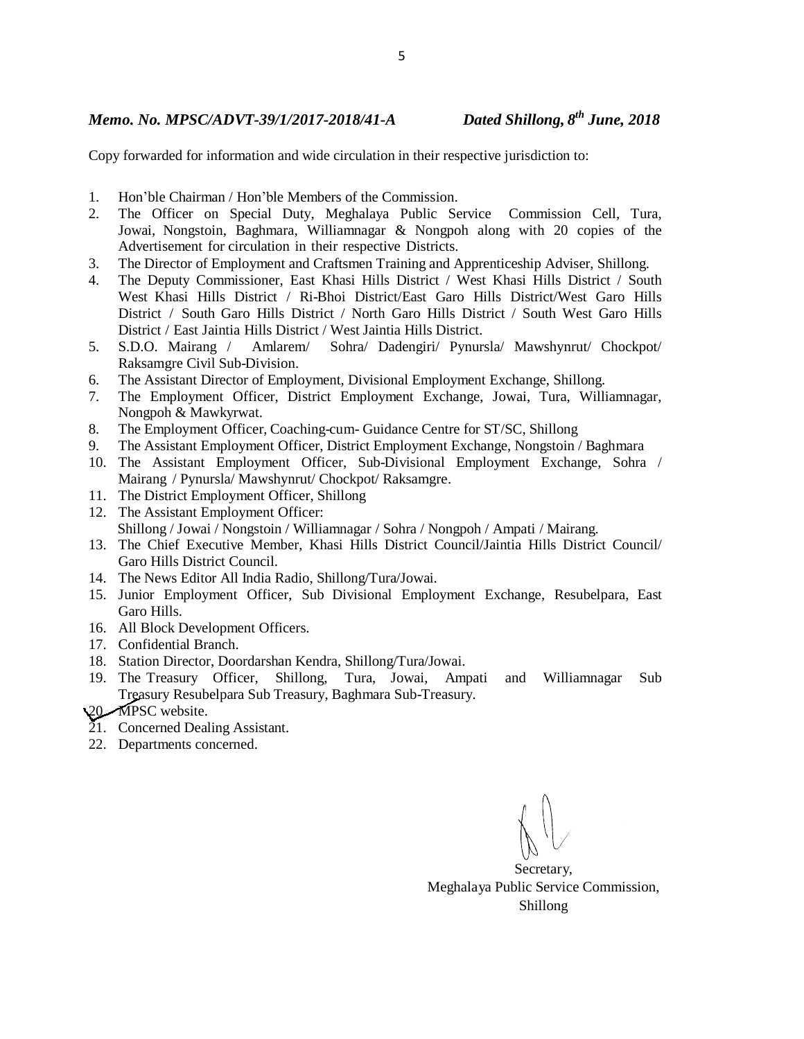***Memo. No. MPSC/ADVT-39/1/2017-2018/41-A*** ***Dated Shillong, 8th June, 2018***

Copy forwarded for information and wide circulation in their respective jurisdiction to:

1. Hon'ble Chairman / Hon'ble Members of the Commission.
2. The Officer on Special Duty, Meghalaya Public Service Commission Cell, Tura, Jowai, Nongstoin, Baghmara, Williamnagar & Nongpoh along with 20 copies of the Advertisement for circulation in their respective Districts.
3. The Director of Employment and Craftsmen Training and Apprenticeship Adviser, Shillong.
4. The Deputy Commissioner, East Khasi Hills District / West Khasi Hills District / South West Khasi Hills District / Ri-Bhoi District/East Garo Hills District/West Garo Hills District / South Garo Hills District / North Garo Hills District / South West Garo Hills District / East Jaintia Hills District / West Jaintia Hills District.
5. S.D.O. Mairang / Amlarem/ Sohra/ Dadengiri/ Pynursla/ Mawshynrut/ Chockpot/ Raksamgre Civil Sub-Division.
6. The Assistant Director of Employment, Divisional Employment Exchange, Shillong.
7. The Employment Officer, District Employment Exchange, Jowai, Tura, Williamnagar, Nongpoh & Mawkyrwat.
8. The Employment Officer, Coaching-cum- Guidance Centre for ST/SC, Shillong
9. The Assistant Employment Officer, District Employment Exchange, Nongstoin / Baghmara
10. The Assistant Employment Officer, Sub-Divisional Employment Exchange, Sohra / Mairang / Pynursla/ Mawshynrut/ Chockpot/ Raksamgre.
11. The District Employment Officer, Shillong
12. The Assistant Employment Officer:
    Shillong / Jowai / Nongstoin / Williamnagar / Sohra / Nongpoh / Ampati / Mairang.
13. The Chief Executive Member, Khasi Hills District Council/Jaintia Hills District Council/ Garo Hills District Council.
14. The News Editor All India Radio, Shillong/Tura/Jowai.
15. Junior Employment Officer, Sub Divisional Employment Exchange, Resubelpara, East Garo Hills.
16. All Block Development Officers.
17. Confidential Branch.
18. Station Director, Doordarshan Kendra, Shillong/Tura/Jowai.
19. The Treasury Officer, Shillong, Tura, Jowai, Ampati and Williamnagar Sub Treasury Resubelpara Sub Treasury, Baghmara Sub-Treasury.
20. MPSC website.
21. Concerned Dealing Assistant.
22. Departments concerned.

Secretary,
Meghalaya Public Service Commission,
Shillong